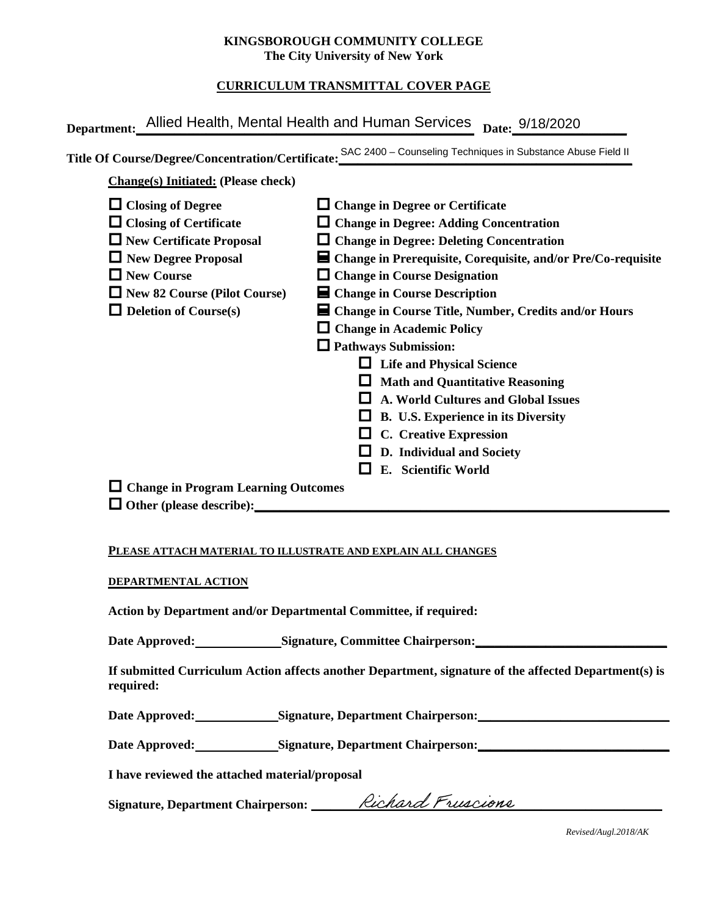**KINGSBOROUGH COMMUNITY COLLEGE**
**The City University of New York**

**CURRICULUM TRANSMITTAL COVER PAGE**

**Department:** Allied Health, Mental Health and Human Services **Date:** 9/18/2020

**Title Of Course/Degree/Concentration/Certificate:** SAC 2400 – Counseling Techniques in Substance Abuse Field II

**Change(s) Initiated: (Please check)**

- [ ] **Closing of Degree**
- [ ] **Closing of Certificate**
- [ ] **New Certificate Proposal**
- [ ] **New Degree Proposal**
- [ ] **New Course**
- [ ] **New 82 Course (Pilot Course)**
- [ ] **Deletion of Course(s)**
- [ ] **Change in Degree or Certificate**
- [ ] **Change in Degree: Adding Concentration**
- [ ] **Change in Degree: Deleting Concentration**
- [x] **Change in Prerequisite, Corequisite, and/or Pre/Co-requisite**
- [ ] **Change in Course Designation**
- [x] **Change in Course Description**
- [x] **Change in Course Title, Number, Credits and/or Hours**
- [ ] **Change in Academic Policy**
- [ ] **Pathways Submission:**
  - [ ] **Life and Physical Science**
  - [ ] **Math and Quantitative Reasoning**
  - [ ] **A. World Cultures and Global Issues**
  - [ ] **B. U.S. Experience in its Diversity**
  - [ ] **C. Creative Expression**
  - [ ] **D. Individual and Society**
  - [ ] **E. Scientific World**
- [ ] **Change in Program Learning Outcomes**
- [ ] **Other (please describe):** ______________________

**PLEASE ATTACH MATERIAL TO ILLUSTRATE AND EXPLAIN ALL CHANGES**

**DEPARTMENTAL ACTION**

**Action by Department and/or Departmental Committee, if required:**

**Date Approved:** __________ **Signature, Committee Chairperson:** ______________________

**If submitted Curriculum Action affects another Department, signature of the affected Department(s) is required:**

**Date Approved:** __________ **Signature, Department Chairperson:** ______________________

**Date Approved:** __________ **Signature, Department Chairperson:** ______________________

**I have reviewed the attached material/proposal**

**Signature, Department Chairperson:** Richard Fruscione

*Revised/Augl.2018/AK*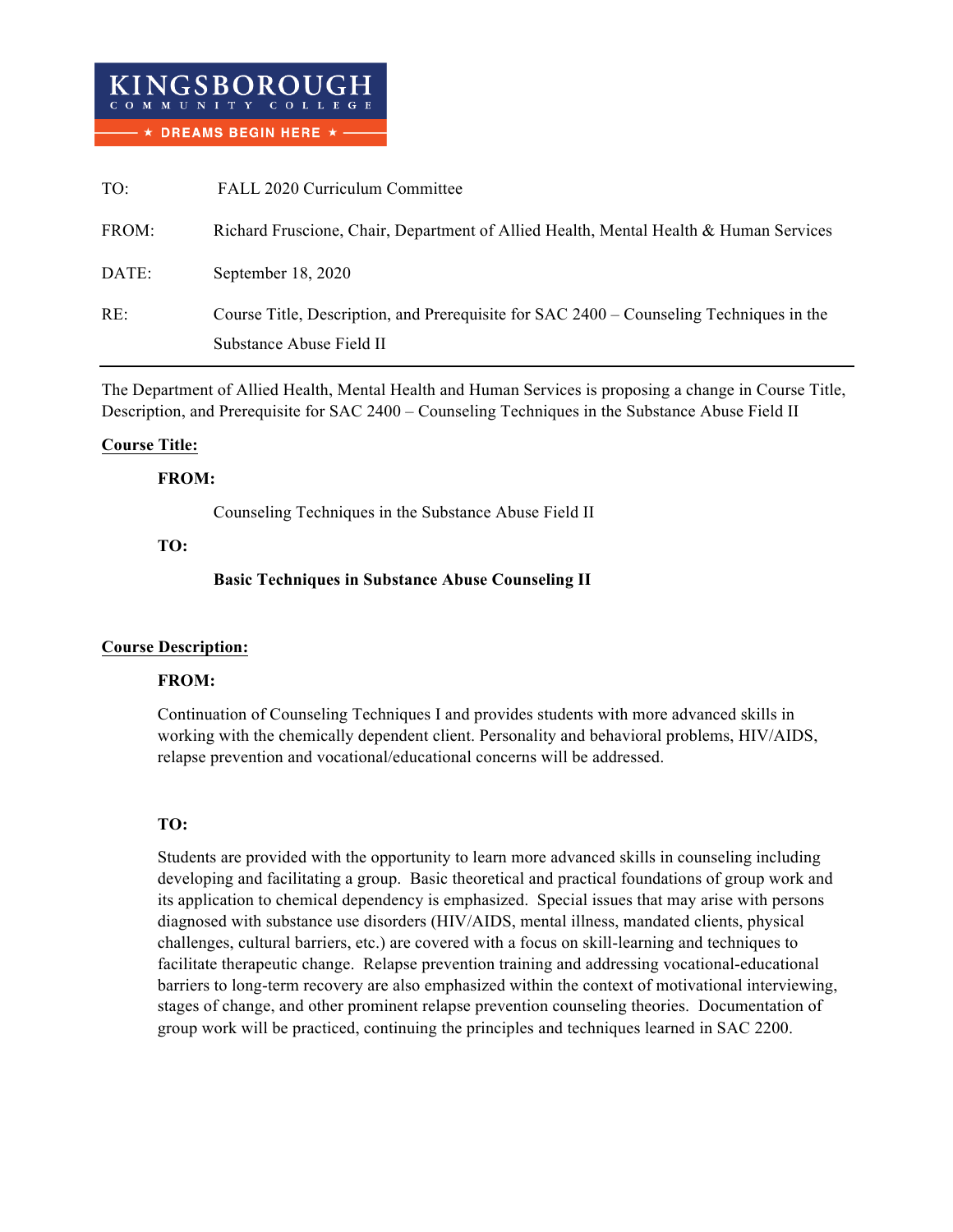**KINGSBOROUGH COMMUNITY COLLEGE**
★ DREAMS BEGIN HERE ★

| | |
|---|---|
| TO: | FALL 2020 Curriculum Committee |
| FROM: | Richard Fruscione, Chair, Department of Allied Health, Mental Health & Human Services |
| DATE: | September 18, 2020 |
| RE: | Course Title, Description, and Prerequisite for SAC 2400 – Counseling Techniques in the Substance Abuse Field II |

---

The Department of Allied Health, Mental Health and Human Services is proposing a change in Course Title, Description, and Prerequisite for SAC 2400 – Counseling Techniques in the Substance Abuse Field II

**Course Title:**

**FROM:**

Counseling Techniques in the Substance Abuse Field II

**TO:**

**Basic Techniques in Substance Abuse Counseling II**

**Course Description:**

**FROM:**

Continuation of Counseling Techniques I and provides students with more advanced skills in working with the chemically dependent client. Personality and behavioral problems, HIV/AIDS, relapse prevention and vocational/educational concerns will be addressed.

**TO:**

Students are provided with the opportunity to learn more advanced skills in counseling including developing and facilitating a group. Basic theoretical and practical foundations of group work and its application to chemical dependency is emphasized. Special issues that may arise with persons diagnosed with substance use disorders (HIV/AIDS, mental illness, mandated clients, physical challenges, cultural barriers, etc.) are covered with a focus on skill-learning and techniques to facilitate therapeutic change. Relapse prevention training and addressing vocational-educational barriers to long-term recovery are also emphasized within the context of motivational interviewing, stages of change, and other prominent relapse prevention counseling theories. Documentation of group work will be practiced, continuing the principles and techniques learned in SAC 2200.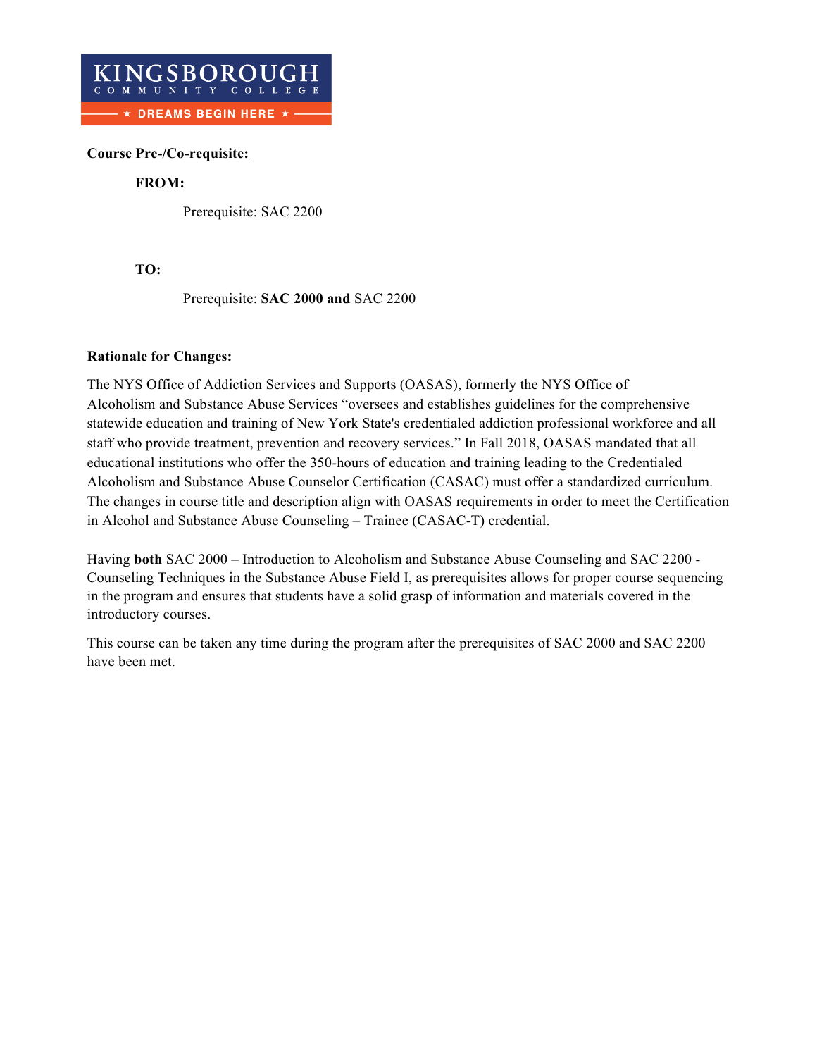KINGSBOROUGH
COMMUNITY COLLEGE
★ DREAMS BEGIN HERE ★

**Course Pre-/Co-requisite:**

**FROM:**

Prerequisite: SAC 2200

**TO:**

Prerequisite: **SAC 2000 and** SAC 2200

**Rationale for Changes:**

The NYS Office of Addiction Services and Supports (OASAS), formerly the NYS Office of Alcoholism and Substance Abuse Services "oversees and establishes guidelines for the comprehensive statewide education and training of New York State's credentialed addiction professional workforce and all staff who provide treatment, prevention and recovery services." In Fall 2018, OASAS mandated that all educational institutions who offer the 350-hours of education and training leading to the Credentialed Alcoholism and Substance Abuse Counselor Certification (CASAC) must offer a standardized curriculum. The changes in course title and description align with OASAS requirements in order to meet the Certification in Alcohol and Substance Abuse Counseling – Trainee (CASAC-T) credential.

Having **both** SAC 2000 – Introduction to Alcoholism and Substance Abuse Counseling and SAC 2200 - Counseling Techniques in the Substance Abuse Field I, as prerequisites allows for proper course sequencing in the program and ensures that students have a solid grasp of information and materials covered in the introductory courses.

This course can be taken any time during the program after the prerequisites of SAC 2000 and SAC 2200 have been met.